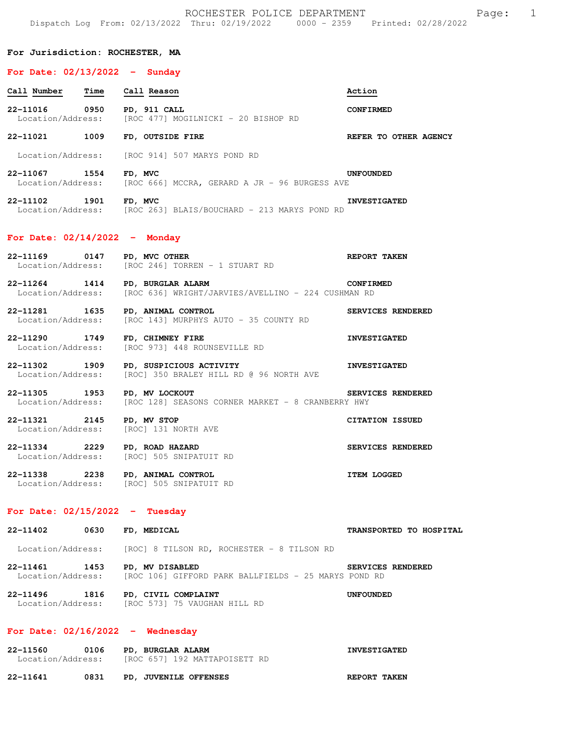# ROCHESTER POLICE DEPARTMENT

Dispatch Log From: 02/13/2022 Thru: 02/19/2022 0000 - 2359 Printed: 02/28/2022

**For Jurisdiction: ROCHESTER, MA**

## For Date: 02/13/2022 - Sunday

| Call Number | Time | Call Reason | Action |
|---|---|---|---|
| **22-11016** | **0950** | **PD, 911 CALL** | **CONFIRMED** |
| Location/Address: | | [ROC 477] MOGILNICKI - 20 BISHOP RD | |
| **22-11021** | **1009** | **FD, OUTSIDE FIRE** | **REFER TO OTHER AGENCY** |
| Location/Address: | | [ROC 914] 507 MARYS POND RD | |
| **22-11067** | **1554** | **FD, MVC** | **UNFOUNDED** |
| Location/Address: | | [ROC 666] MCCRA, GERARD A JR - 96 BURGESS AVE | |
| **22-11102** | **1901** | **FD, MVC** | **INVESTIGATED** |
| Location/Address: | | [ROC 263] BLAIS/BOUCHARD - 213 MARYS POND RD | |

## For Date: 02/14/2022 - Monday

| Call Number | Time | Call Reason | Action |
|---|---|---|---|
| **22-11169** | **0147** | **PD, MVC OTHER** | **REPORT TAKEN** |
| Location/Address: | | [ROC 246] TORREN - 1 STUART RD | |
| **22-11264** | **1414** | **PD, BURGLAR ALARM** | **CONFIRMED** |
| Location/Address: | | [ROC 636] WRIGHT/JARVIES/AVELLINO - 224 CUSHMAN RD | |
| **22-11281** | **1635** | **PD, ANIMAL CONTROL** | **SERVICES RENDERED** |
| Location/Address: | | [ROC 143] MURPHYS AUTO - 35 COUNTY RD | |
| **22-11290** | **1749** | **FD, CHIMNEY FIRE** | **INVESTIGATED** |
| Location/Address: | | [ROC 973] 448 ROUNSEVILLE RD | |
| **22-11302** | **1909** | **PD, SUSPICIOUS ACTIVITY** | **INVESTIGATED** |
| Location/Address: | | [ROC] 350 BRALEY HILL RD @ 96 NORTH AVE | |
| **22-11305** | **1953** | **PD, MV LOCKOUT** | **SERVICES RENDERED** |
| Location/Address: | | [ROC 128] SEASONS CORNER MARKET - 8 CRANBERRY HWY | |
| **22-11321** | **2145** | **PD, MV STOP** | **CITATION ISSUED** |
| Location/Address: | | [ROC] 131 NORTH AVE | |
| **22-11334** | **2229** | **PD, ROAD HAZARD** | **SERVICES RENDERED** |
| Location/Address: | | [ROC] 505 SNIPATUIT RD | |
| **22-11338** | **2238** | **PD, ANIMAL CONTROL** | **ITEM LOGGED** |
| Location/Address: | | [ROC] 505 SNIPATUIT RD | |

## For Date: 02/15/2022 - Tuesday

| Call Number | Time | Call Reason | Action |
|---|---|---|---|
| **22-11402** | **0630** | **FD, MEDICAL** | **TRANSPORTED TO HOSPITAL** |
| Location/Address: | | [ROC] 8 TILSON RD, ROCHESTER - 8 TILSON RD | |
| **22-11461** | **1453** | **PD, MV DISABLED** | **SERVICES RENDERED** |
| Location/Address: | | [ROC 106] GIFFORD PARK BALLFIELDS - 25 MARYS POND RD | |
| **22-11496** | **1816** | **PD, CIVIL COMPLAINT** | **UNFOUNDED** |
| Location/Address: | | [ROC 573] 75 VAUGHAN HILL RD | |

## For Date: 02/16/2022 - Wednesday

| Call Number | Time | Call Reason | Action |
|---|---|---|---|
| **22-11560** | **0106** | **PD, BURGLAR ALARM** | **INVESTIGATED** |
| Location/Address: | | [ROC 657] 192 MATTAPOISETT RD | |
| **22-11641** | **0831** | **PD, JUVENILE OFFENSES** | **REPORT TAKEN** |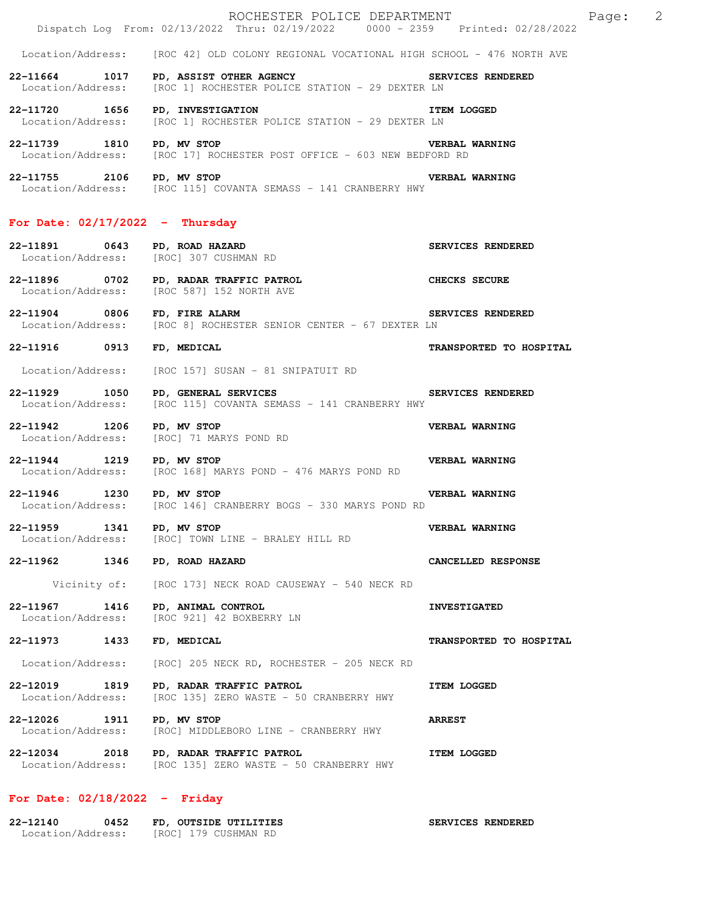Location/Address: [ROC 42] OLD COLONY REGIONAL VOCATIONAL HIGH SCHOOL - 476 NORTH AVE

**22-11664 1017 PD, ASSIST OTHER AGENCY** — **SERVICES RENDERED**
Location/Address: [ROC 1] ROCHESTER POLICE STATION - 29 DEXTER LN

**22-11720 1656 PD, INVESTIGATION** — **ITEM LOGGED**
Location/Address: [ROC 1] ROCHESTER POLICE STATION - 29 DEXTER LN

**22-11739 1810 PD, MV STOP** — **VERBAL WARNING**
Location/Address: [ROC 17] ROCHESTER POST OFFICE - 603 NEW BEDFORD RD

**22-11755 2106 PD, MV STOP** — **VERBAL WARNING**
Location/Address: [ROC 115] COVANTA SEMASS - 141 CRANBERRY HWY

## For Date: 02/17/2022 - Thursday

**22-11891 0643 PD, ROAD HAZARD** — **SERVICES RENDERED**
Location/Address: [ROC] 307 CUSHMAN RD

**22-11896 0702 PD, RADAR TRAFFIC PATROL** — **CHECKS SECURE**
Location/Address: [ROC 587] 152 NORTH AVE

**22-11904 0806 FD, FIRE ALARM** — **SERVICES RENDERED**
Location/Address: [ROC 8] ROCHESTER SENIOR CENTER - 67 DEXTER LN

**22-11916 0913 FD, MEDICAL** — **TRANSPORTED TO HOSPITAL**
Location/Address: [ROC 157] SUSAN - 81 SNIPATUIT RD

**22-11929 1050 PD, GENERAL SERVICES** — **SERVICES RENDERED**
Location/Address: [ROC 115] COVANTA SEMASS - 141 CRANBERRY HWY

**22-11942 1206 PD, MV STOP** — **VERBAL WARNING**
Location/Address: [ROC] 71 MARYS POND RD

**22-11944 1219 PD, MV STOP** — **VERBAL WARNING**
Location/Address: [ROC 168] MARYS POND - 476 MARYS POND RD

**22-11946 1230 PD, MV STOP** — **VERBAL WARNING**
Location/Address: [ROC 146] CRANBERRY BOGS - 330 MARYS POND RD

**22-11959 1341 PD, MV STOP** — **VERBAL WARNING**
Location/Address: [ROC] TOWN LINE - BRALEY HILL RD

**22-11962 1346 PD, ROAD HAZARD** — **CANCELLED RESPONSE**
Vicinity of: [ROC 173] NECK ROAD CAUSEWAY - 540 NECK RD

**22-11967 1416 PD, ANIMAL CONTROL** — **INVESTIGATED**
Location/Address: [ROC 921] 42 BOXBERRY LN

**22-11973 1433 FD, MEDICAL** — **TRANSPORTED TO HOSPITAL**
Location/Address: [ROC] 205 NECK RD, ROCHESTER - 205 NECK RD

**22-12019 1819 PD, RADAR TRAFFIC PATROL** — **ITEM LOGGED**
Location/Address: [ROC 135] ZERO WASTE - 50 CRANBERRY HWY

**22-12026 1911 PD, MV STOP** — **ARREST**
Location/Address: [ROC] MIDDLEBORO LINE - CRANBERRY HWY

**22-12034 2018 PD, RADAR TRAFFIC PATROL** — **ITEM LOGGED**
Location/Address: [ROC 135] ZERO WASTE - 50 CRANBERRY HWY

## For Date: 02/18/2022 - Friday

**22-12140 0452 FD, OUTSIDE UTILITIES** — **SERVICES RENDERED**
Location/Address: [ROC] 179 CUSHMAN RD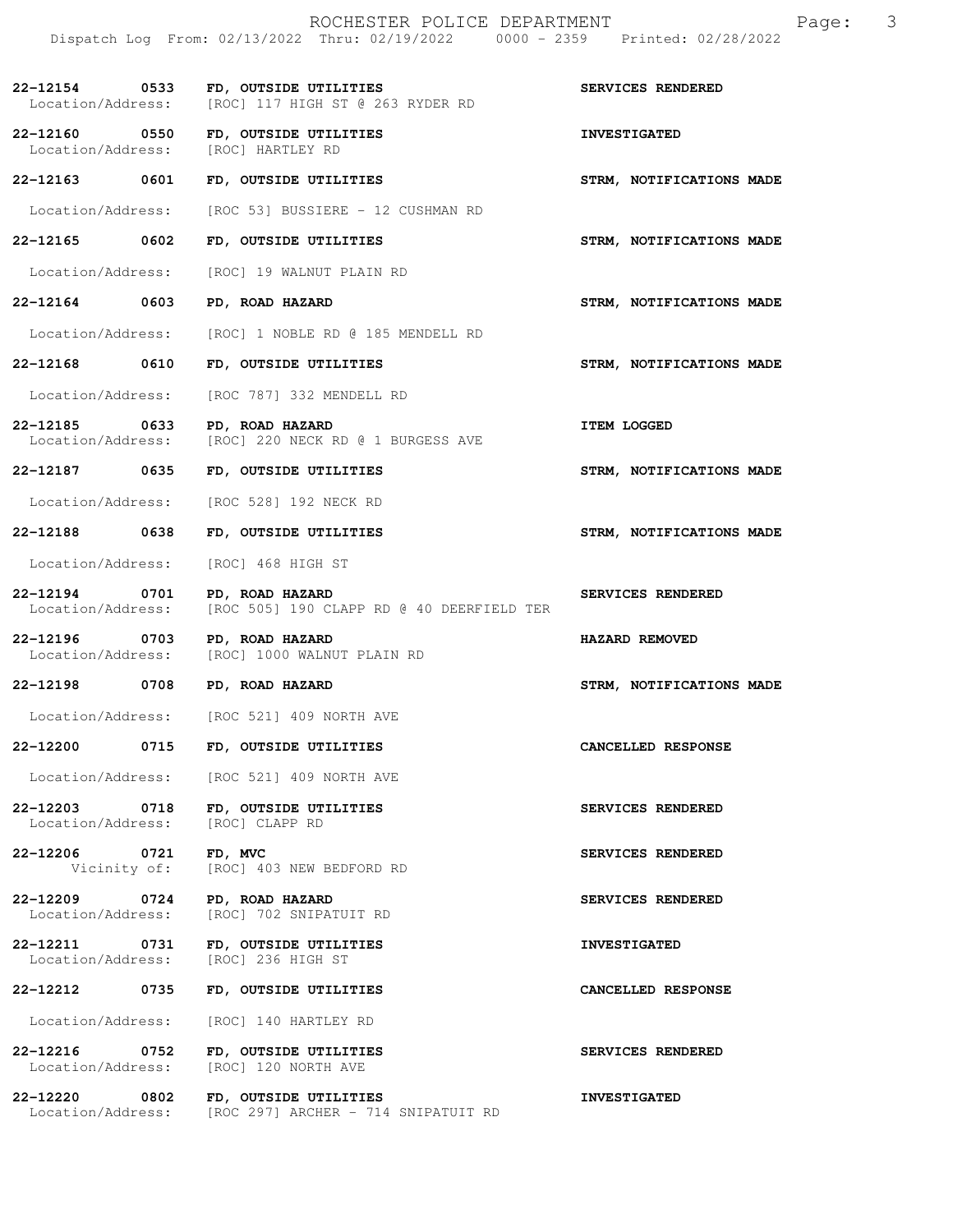22-12154 0533 FD, OUTSIDE UTILITIES SERVICES RENDERED
Location/Address: [ROC] 117 HIGH ST @ 263 RYDER RD

22-12160 0550 FD, OUTSIDE UTILITIES INVESTIGATED
Location/Address: [ROC] HARTLEY RD

22-12163 0601 FD, OUTSIDE UTILITIES STRM, NOTIFICATIONS MADE
Location/Address: [ROC 53] BUSSIERE - 12 CUSHMAN RD

22-12165 0602 FD, OUTSIDE UTILITIES STRM, NOTIFICATIONS MADE
Location/Address: [ROC] 19 WALNUT PLAIN RD

22-12164 0603 PD, ROAD HAZARD STRM, NOTIFICATIONS MADE
Location/Address: [ROC] 1 NOBLE RD @ 185 MENDELL RD

22-12168 0610 FD, OUTSIDE UTILITIES STRM, NOTIFICATIONS MADE
Location/Address: [ROC 787] 332 MENDELL RD

22-12185 0633 PD, ROAD HAZARD ITEM LOGGED
Location/Address: [ROC] 220 NECK RD @ 1 BURGESS AVE

22-12187 0635 FD, OUTSIDE UTILITIES STRM, NOTIFICATIONS MADE
Location/Address: [ROC 528] 192 NECK RD

22-12188 0638 FD, OUTSIDE UTILITIES STRM, NOTIFICATIONS MADE
Location/Address: [ROC] 468 HIGH ST

22-12194 0701 PD, ROAD HAZARD SERVICES RENDERED
Location/Address: [ROC 505] 190 CLAPP RD @ 40 DEERFIELD TER

22-12196 0703 PD, ROAD HAZARD HAZARD REMOVED
Location/Address: [ROC] 1000 WALNUT PLAIN RD

22-12198 0708 PD, ROAD HAZARD STRM, NOTIFICATIONS MADE
Location/Address: [ROC 521] 409 NORTH AVE

22-12200 0715 FD, OUTSIDE UTILITIES CANCELLED RESPONSE
Location/Address: [ROC 521] 409 NORTH AVE

22-12203 0718 FD, OUTSIDE UTILITIES SERVICES RENDERED
Location/Address: [ROC] CLAPP RD

22-12206 0721 FD, MVC SERVICES RENDERED
Vicinity of: [ROC] 403 NEW BEDFORD RD

22-12209 0724 PD, ROAD HAZARD SERVICES RENDERED
Location/Address: [ROC] 702 SNIPATUIT RD

22-12211 0731 FD, OUTSIDE UTILITIES INVESTIGATED
Location/Address: [ROC] 236 HIGH ST

22-12212 0735 FD, OUTSIDE UTILITIES CANCELLED RESPONSE
Location/Address: [ROC] 140 HARTLEY RD

22-12216 0752 FD, OUTSIDE UTILITIES SERVICES RENDERED
Location/Address: [ROC] 120 NORTH AVE

22-12220 0802 FD, OUTSIDE UTILITIES INVESTIGATED
Location/Address: [ROC 297] ARCHER - 714 SNIPATUIT RD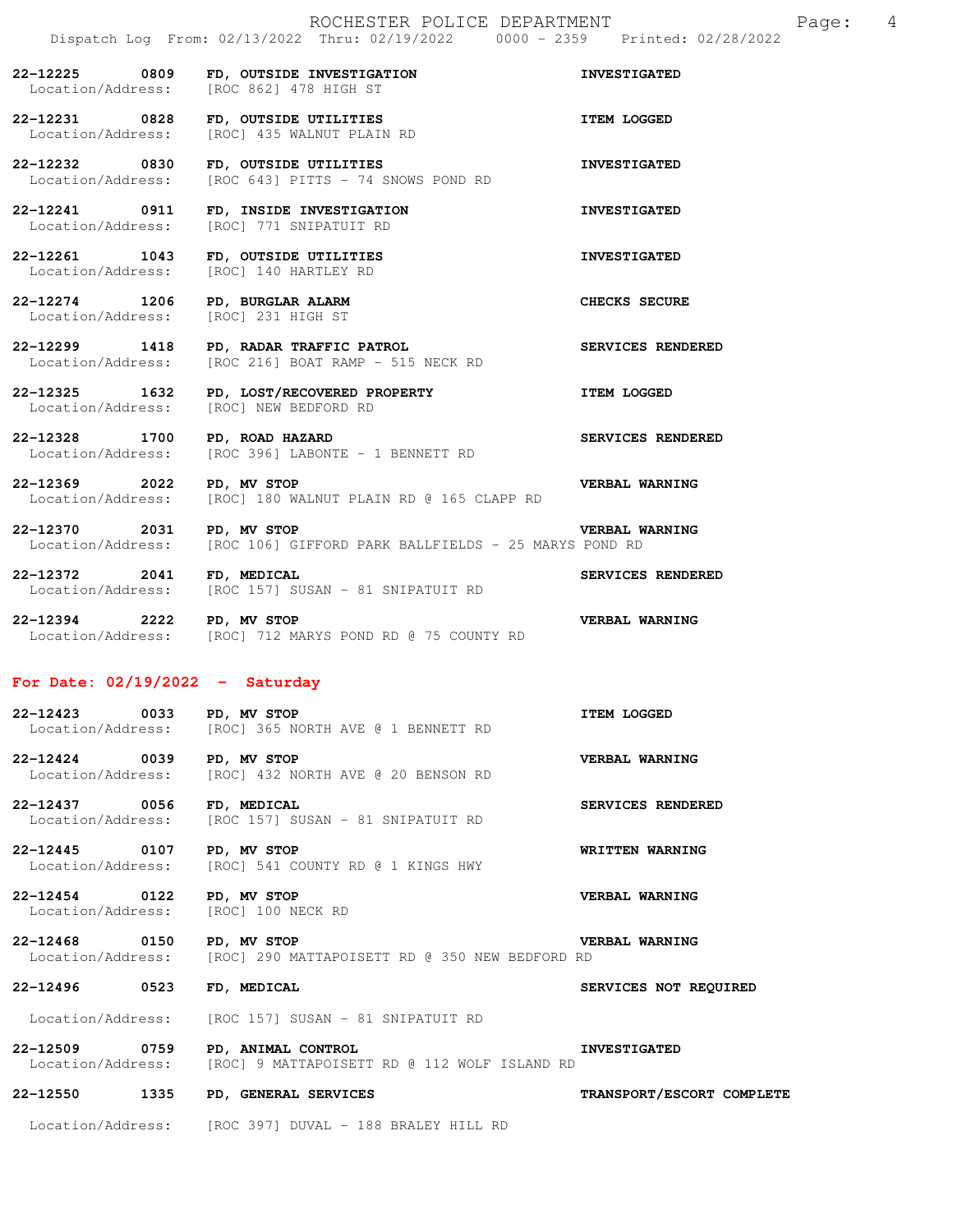22-12225 0809 **FD, OUTSIDE INVESTIGATION** **INVESTIGATED**
Location/Address: [ROC 862] 478 HIGH ST

22-12231 0828 **FD, OUTSIDE UTILITIES** **ITEM LOGGED**
Location/Address: [ROC] 435 WALNUT PLAIN RD

22-12232 0830 **FD, OUTSIDE UTILITIES** **INVESTIGATED**
Location/Address: [ROC 643] PITTS - 74 SNOWS POND RD

22-12241 0911 **FD, INSIDE INVESTIGATION** **INVESTIGATED**
Location/Address: [ROC] 771 SNIPATUIT RD

22-12261 1043 **FD, OUTSIDE UTILITIES** **INVESTIGATED**
Location/Address: [ROC] 140 HARTLEY RD

22-12274 1206 **PD, BURGLAR ALARM** **CHECKS SECURE**
Location/Address: [ROC] 231 HIGH ST

22-12299 1418 **PD, RADAR TRAFFIC PATROL** **SERVICES RENDERED**
Location/Address: [ROC 216] BOAT RAMP - 515 NECK RD

22-12325 1632 **PD, LOST/RECOVERED PROPERTY** **ITEM LOGGED**
Location/Address: [ROC] NEW BEDFORD RD

22-12328 1700 **PD, ROAD HAZARD** **SERVICES RENDERED**
Location/Address: [ROC 396] LABONTE - 1 BENNETT RD

22-12369 2022 **PD, MV STOP** **VERBAL WARNING**
Location/Address: [ROC] 180 WALNUT PLAIN RD @ 165 CLAPP RD

22-12370 2031 **PD, MV STOP** **VERBAL WARNING**
Location/Address: [ROC 106] GIFFORD PARK BALLFIELDS - 25 MARYS POND RD

22-12372 2041 **FD, MEDICAL** **SERVICES RENDERED**
Location/Address: [ROC 157] SUSAN - 81 SNIPATUIT RD

22-12394 2222 **PD, MV STOP** **VERBAL WARNING**
Location/Address: [ROC] 712 MARYS POND RD @ 75 COUNTY RD

## For Date: 02/19/2022 - Saturday

22-12423 0033 **PD, MV STOP** **ITEM LOGGED**
Location/Address: [ROC] 365 NORTH AVE @ 1 BENNETT RD

22-12424 0039 **PD, MV STOP** **VERBAL WARNING**
Location/Address: [ROC] 432 NORTH AVE @ 20 BENSON RD

22-12437 0056 **FD, MEDICAL** **SERVICES RENDERED**
Location/Address: [ROC 157] SUSAN - 81 SNIPATUIT RD

22-12445 0107 **PD, MV STOP** **WRITTEN WARNING**
Location/Address: [ROC] 541 COUNTY RD @ 1 KINGS HWY

22-12454 0122 **PD, MV STOP** **VERBAL WARNING**
Location/Address: [ROC] 100 NECK RD

22-12468 0150 **PD, MV STOP** **VERBAL WARNING**
Location/Address: [ROC] 290 MATTAPOISETT RD @ 350 NEW BEDFORD RD

22-12496 0523 **FD, MEDICAL** **SERVICES NOT REQUIRED**
Location/Address: [ROC 157] SUSAN - 81 SNIPATUIT RD

22-12509 0759 **PD, ANIMAL CONTROL** **INVESTIGATED**
Location/Address: [ROC] 9 MATTAPOISETT RD @ 112 WOLF ISLAND RD

22-12550 1335 **PD, GENERAL SERVICES** **TRANSPORT/ESCORT COMPLETE**
Location/Address: [ROC 397] DUVAL - 188 BRALEY HILL RD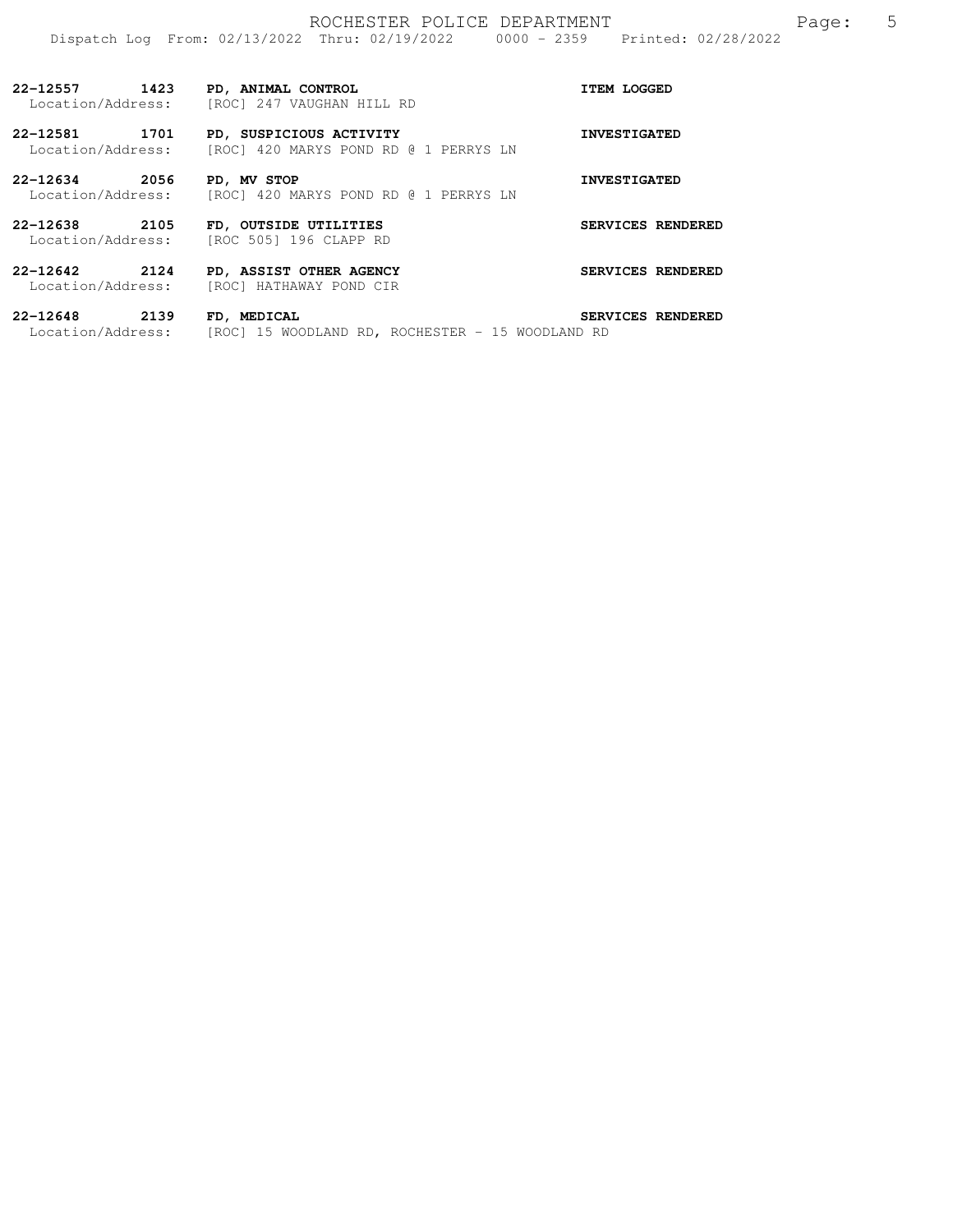**22-12557 1423 PD, ANIMAL CONTROL** **ITEM LOGGED**
Location/Address: [ROC] 247 VAUGHAN HILL RD

**22-12581 1701 PD, SUSPICIOUS ACTIVITY** **INVESTIGATED**
Location/Address: [ROC] 420 MARYS POND RD @ 1 PERRYS LN

**22-12634 2056 PD, MV STOP** **INVESTIGATED**
Location/Address: [ROC] 420 MARYS POND RD @ 1 PERRYS LN

**22-12638 2105 FD, OUTSIDE UTILITIES** **SERVICES RENDERED**
Location/Address: [ROC 505] 196 CLAPP RD

**22-12642 2124 PD, ASSIST OTHER AGENCY** **SERVICES RENDERED**
Location/Address: [ROC] HATHAWAY POND CIR

**22-12648 2139 FD, MEDICAL** **SERVICES RENDERED**
Location/Address: [ROC] 15 WOODLAND RD, ROCHESTER - 15 WOODLAND RD